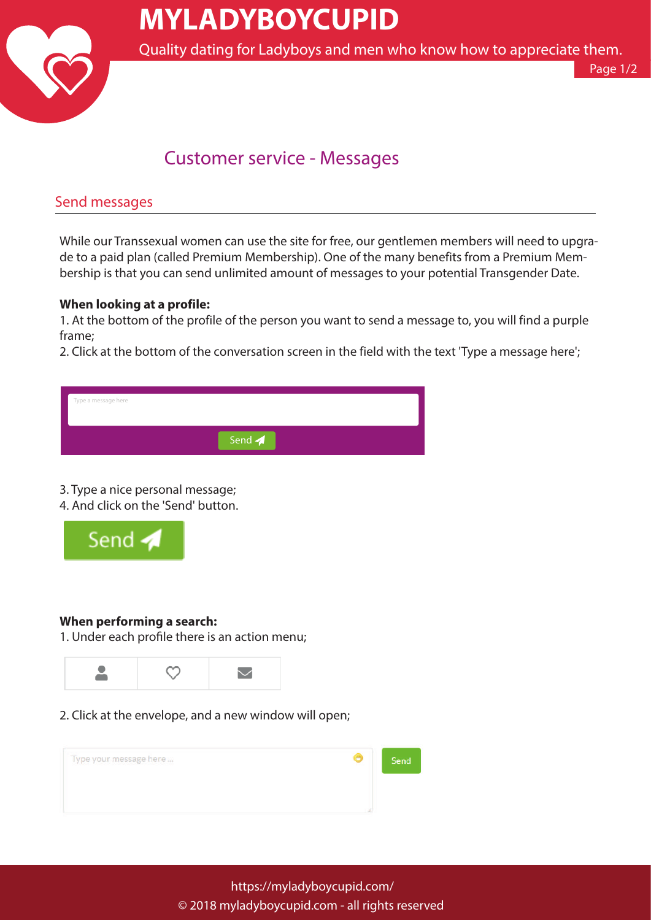# MYLADYBOYCUPID

Quality dating for Ladyboys and men who know how to appreciate them.

## Customer service - Messages

### Send messages

While our Transsexual women can use the site for free, our gentlemen members will need to upgrade to a paid plan (called Premium Membership). One of the many benefits from a Premium Membership is that you can send unlimited amount of messages to your potential Transgender Date.

**When looking at a profile:**

1. At the bottom of the profile of the person you want to send a message to, you will find a purple frame;
2. Click at the bottom of the conversation screen in the field with the text 'Type a message here';

Type a message here

Send

3. Type a nice personal message;
4. And click on the 'Send' button.

Send

**When performing a search:**

1. Under each profile there is an action menu;
2. Click at the envelope, and a new window will open;

Type your message here ...

Send

https://myladyboycupid.com/
© 2018 myladyboycupid.com - all rights reserved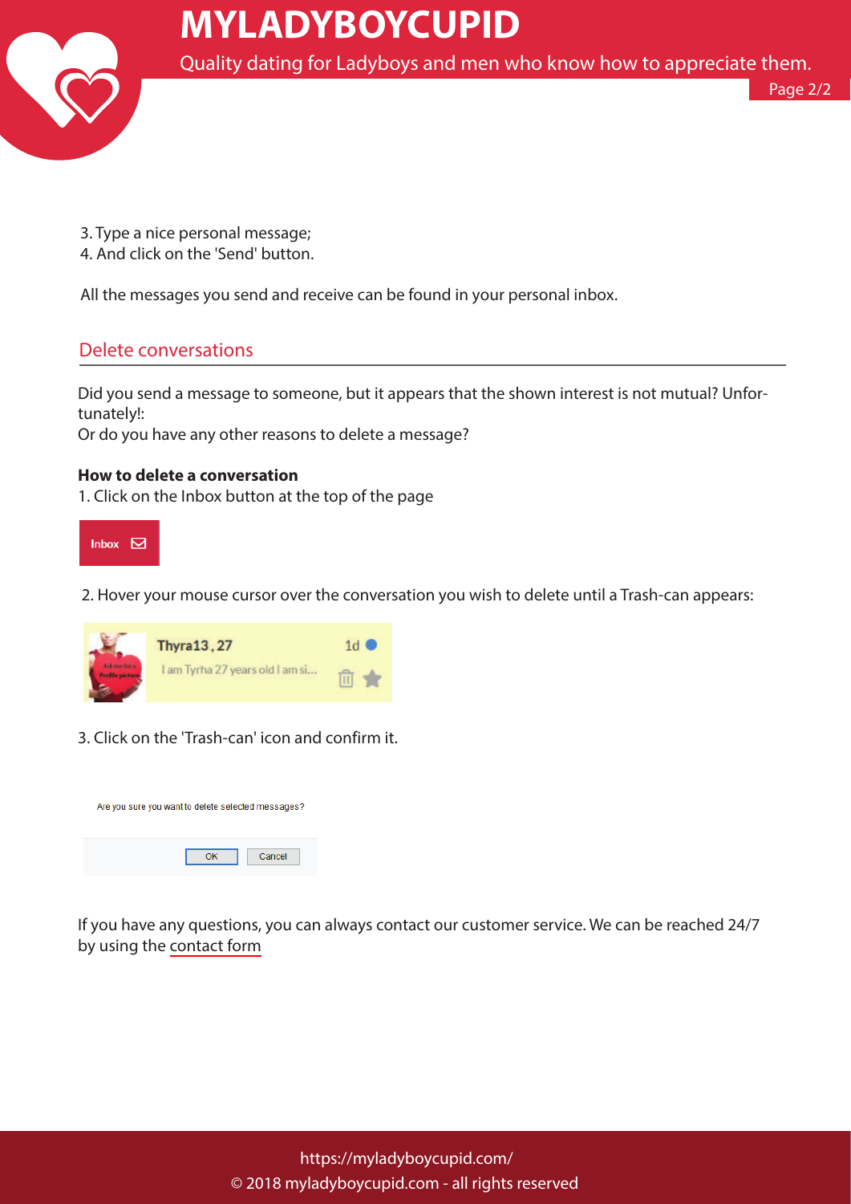3. Type a nice personal message;
4. And click on the 'Send' button.

All the messages you send and receive can be found in your personal inbox.

## Delete conversations

Did you send a message to someone, but it appears that the shown interest is not mutual? Unfortunately!:
Or do you have any other reasons to delete a message?

**How to delete a conversation**

1. Click on the Inbox button at the top of the page

Inbox

2. Hover your mouse cursor over the conversation you wish to delete until a Trash-can appears:

Thyra13 , 27
I am Tyrha 27 years old I am si...
1d

3. Click on the 'Trash-can' icon and confirm it.

Are you sure you want to delete selected messages?

OK Cancel

If you have any questions, you can always contact our customer service. We can be reached 24/7 by using the contact form